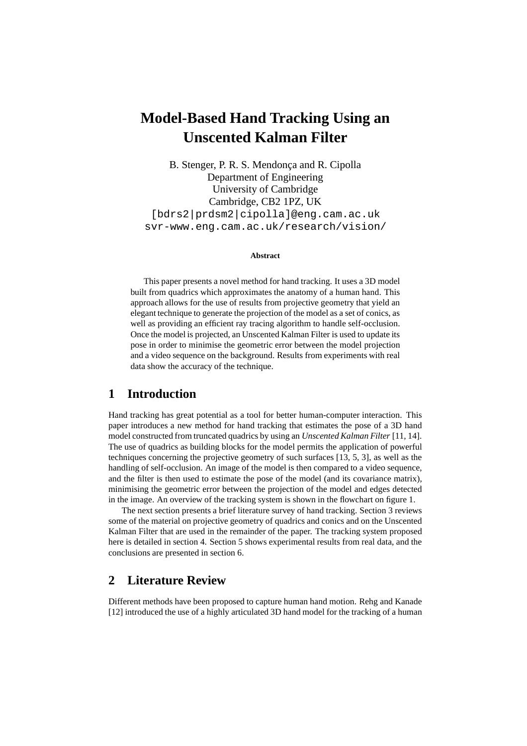# Model-Based Hand Tracking Using an Unscented Kalman Filter

B. Stenger, P. R. S. Mendonça and R. Cipolla
Department of Engineering
University of Cambridge
Cambridge, CB2 1PZ, UK
`[bdrs2|prdsm2|cipolla]@eng.cam.ac.uk`
`svr-www.eng.cam.ac.uk/research/vision/`

**Abstract**

This paper presents a novel method for hand tracking. It uses a 3D model built from quadrics which approximates the anatomy of a human hand. This approach allows for the use of results from projective geometry that yield an elegant technique to generate the projection of the model as a set of conics, as well as providing an efficient ray tracing algorithm to handle self-occlusion. Once the model is projected, an Unscented Kalman Filter is used to update its pose in order to minimise the geometric error between the model projection and a video sequence on the background. Results from experiments with real data show the accuracy of the technique.

## 1 Introduction

Hand tracking has great potential as a tool for better human-computer interaction. This paper introduces a new method for hand tracking that estimates the pose of a 3D hand model constructed from truncated quadrics by using an *Unscented Kalman Filter* [11, 14]. The use of quadrics as building blocks for the model permits the application of powerful techniques concerning the projective geometry of such surfaces [13, 5, 3], as well as the handling of self-occlusion. An image of the model is then compared to a video sequence, and the filter is then used to estimate the pose of the model (and its covariance matrix), minimising the geometric error between the projection of the model and edges detected in the image. An overview of the tracking system is shown in the flowchart on figure 1.

The next section presents a brief literature survey of hand tracking. Section 3 reviews some of the material on projective geometry of quadrics and conics and on the Unscented Kalman Filter that are used in the remainder of the paper. The tracking system proposed here is detailed in section 4. Section 5 shows experimental results from real data, and the conclusions are presented in section 6.

## 2 Literature Review

Different methods have been proposed to capture human hand motion. Rehg and Kanade [12] introduced the use of a highly articulated 3D hand model for the tracking of a human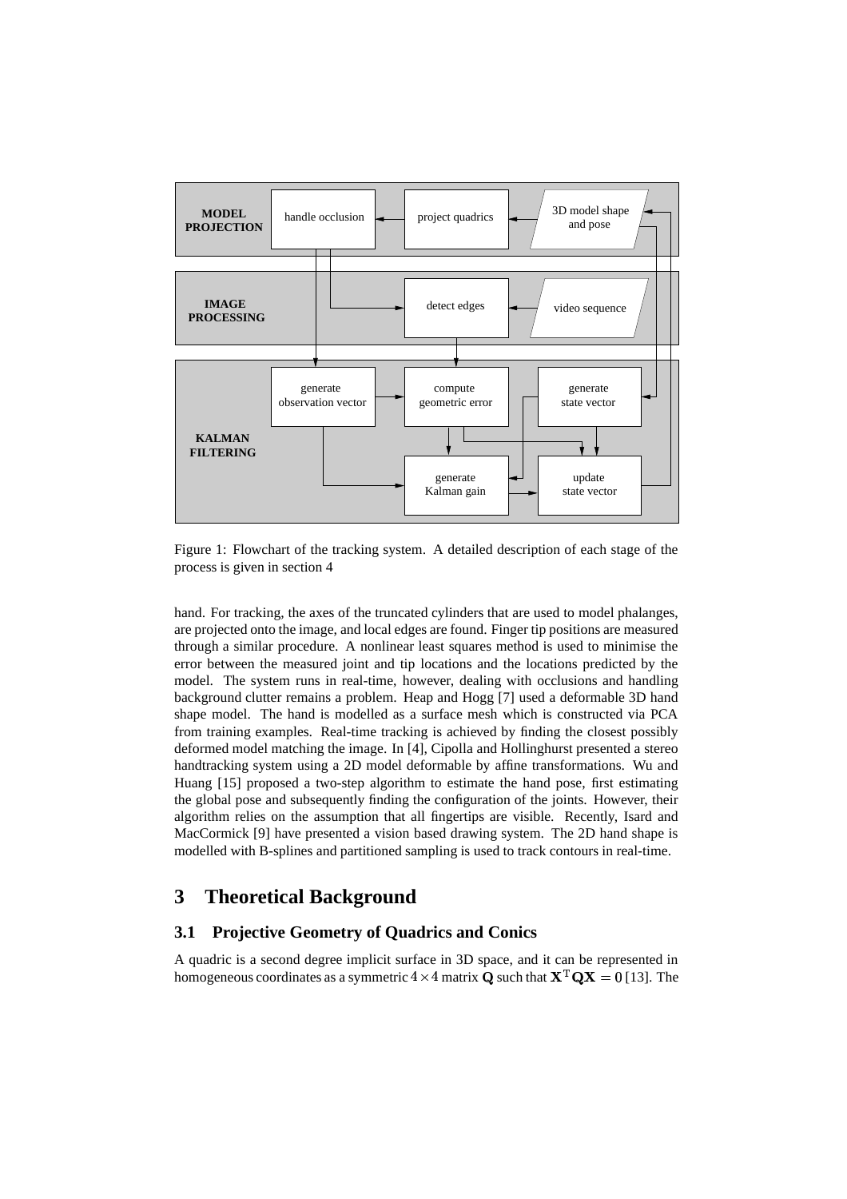MODEL PROJECTION

handle occlusion

project quadrics

3D model shape and pose

IMAGE PROCESSING

detect edges

video sequence

KALMAN FILTERING

generate observation vector

compute geometric error

generate state vector

generate Kalman gain

update state vector

Figure 1: Flowchart of the tracking system. A detailed description of each stage of the process is given in section 4

hand. For tracking, the axes of the truncated cylinders that are used to model phalanges, are projected onto the image, and local edges are found. Finger tip positions are measured through a similar procedure. A nonlinear least squares method is used to minimise the error between the measured joint and tip locations and the locations predicted by the model. The system runs in real-time, however, dealing with occlusions and handling background clutter remains a problem. Heap and Hogg [7] used a deformable 3D hand shape model. The hand is modelled as a surface mesh which is constructed via PCA from training examples. Real-time tracking is achieved by finding the closest possibly deformed model matching the image. In [4], Cipolla and Hollinghurst presented a stereo handtracking system using a 2D model deformable by affine transformations. Wu and Huang [15] proposed a two-step algorithm to estimate the hand pose, first estimating the global pose and subsequently finding the configuration of the joints. However, their algorithm relies on the assumption that all fingertips are visible. Recently, Isard and MacCormick [9] have presented a vision based drawing system. The 2D hand shape is modelled with B-splines and partitioned sampling is used to track contours in real-time.

# 3 Theoretical Background

## 3.1 Projective Geometry of Quadrics and Conics

A quadric is a second degree implicit surface in 3D space, and it can be represented in homogeneous coordinates as a symmetric $4 \times 4$ matrix $\mathbf{Q}$ such that $\mathbf{X}^{\mathrm{T}}\mathbf{Q}\mathbf{X} = 0$ [13]. The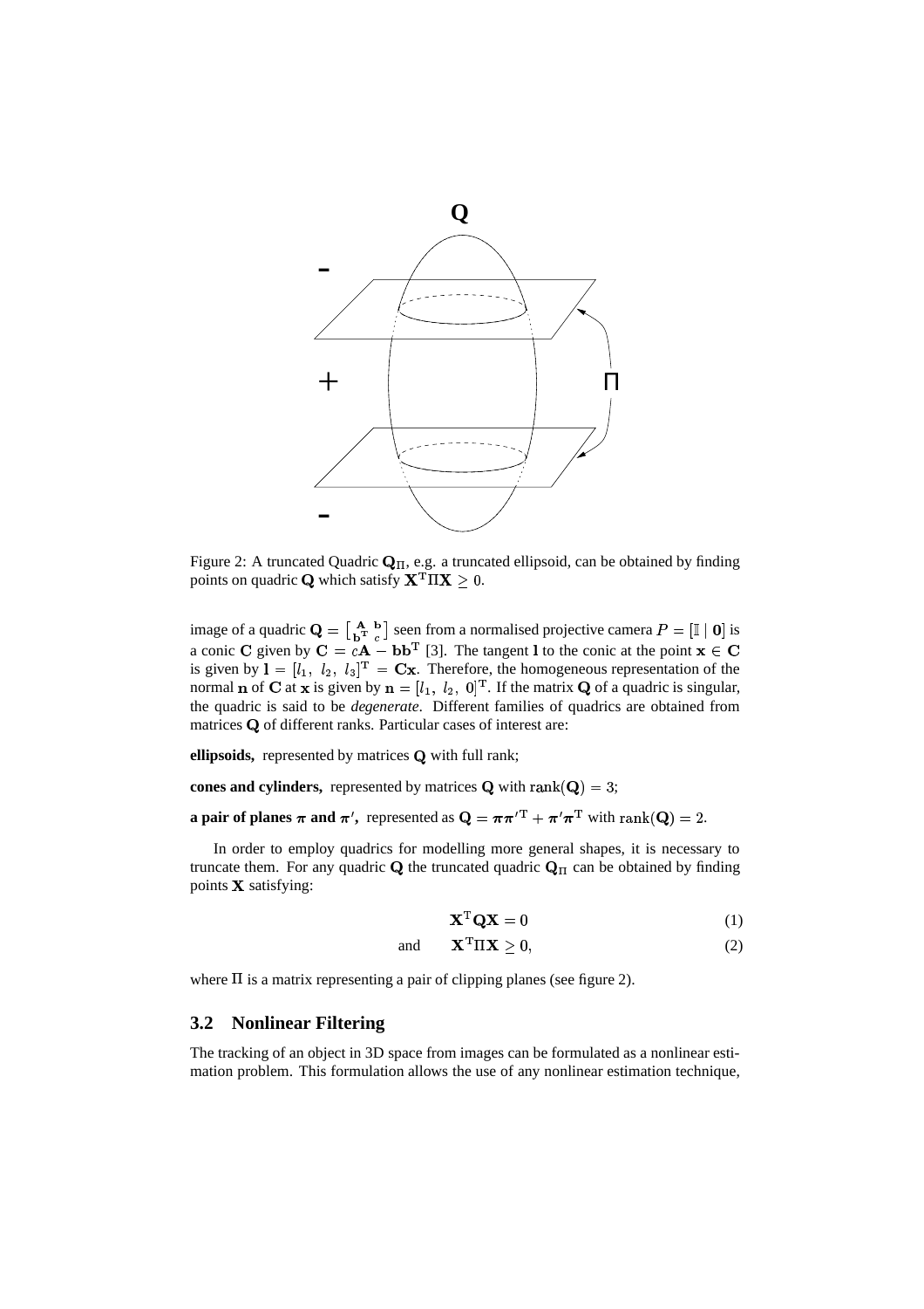Q

-

+

Π

-

Figure 2: A truncated Quadric $\mathbf{Q}_\Pi$, e.g. a truncated ellipsoid, can be obtained by finding points on quadric $\mathbf{Q}$ which satisfy $\mathbf{X}^\mathrm{T}\Pi\mathbf{X} \geq 0$.

image of a quadric $\mathbf{Q} = \left[\begin{smallmatrix} \mathbf{A} & \mathbf{b} \\ \mathbf{b}^\mathrm{T} & c \end{smallmatrix}\right]$ seen from a normalised projective camera $P = [\mathbb{I} \mid \mathbf{0}]$ is a conic $\mathbf{C}$ given by $\mathbf{C} = c\mathbf{A} - \mathbf{b}\mathbf{b}^\mathrm{T}$ [3]. The tangent $\mathbf{l}$ to the conic at the point $\mathbf{x} \in \mathbf{C}$ is given by $\mathbf{l} = [l_1,\ l_2,\ l_3]^\mathrm{T} = \mathbf{C}\mathbf{x}$. Therefore, the homogeneous representation of the normal $\mathbf{n}$ of $\mathbf{C}$ at $\mathbf{x}$ is given by $\mathbf{n} = [l_1,\ l_2,\ 0]^\mathrm{T}$. If the matrix $\mathbf{Q}$ of a quadric is singular, the quadric is said to be *degenerate*. Different families of quadrics are obtained from matrices $\mathbf{Q}$ of different ranks. Particular cases of interest are:

**ellipsoids,** represented by matrices $\mathbf{Q}$ with full rank;

**cones and cylinders,** represented by matrices $\mathbf{Q}$ with $\mathrm{rank}(\mathbf{Q}) = 3$;

**a pair of planes $\boldsymbol{\pi}$ and $\boldsymbol{\pi}'$,** represented as $\mathbf{Q} = \boldsymbol{\pi}\boldsymbol{\pi}'^\mathrm{T} + \boldsymbol{\pi}'\boldsymbol{\pi}^\mathrm{T}$ with $\mathrm{rank}(\mathbf{Q}) = 2$.

In order to employ quadrics for modelling more general shapes, it is necessary to truncate them. For any quadric $\mathbf{Q}$ the truncated quadric $\mathbf{Q}_\Pi$ can be obtained by finding points $\mathbf{X}$ satisfying:

$$\mathbf{X}^\mathrm{T}\mathbf{Q}\mathbf{X} = 0 \tag{1}$$

$$\text{and} \qquad \mathbf{X}^\mathrm{T}\Pi\mathbf{X} \geq 0, \tag{2}$$

where $\Pi$ is a matrix representing a pair of clipping planes (see figure 2).

## 3.2 Nonlinear Filtering

The tracking of an object in 3D space from images can be formulated as a nonlinear estimation problem. This formulation allows the use of any nonlinear estimation technique,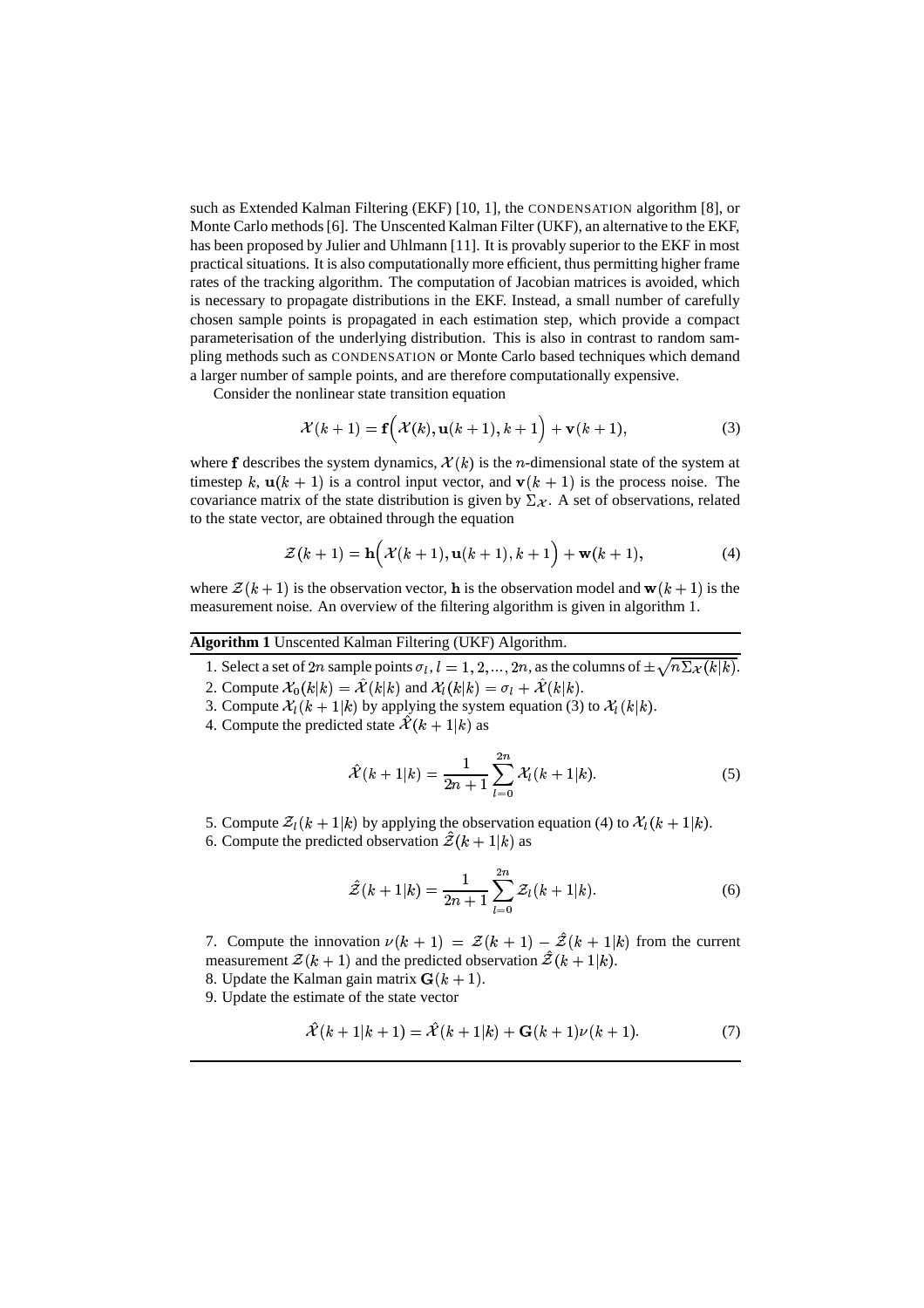such as Extended Kalman Filtering (EKF) [10, 1], the CONDENSATION algorithm [8], or Monte Carlo methods [6]. The Unscented Kalman Filter (UKF), an alternative to the EKF, has been proposed by Julier and Uhlmann [11]. It is provably superior to the EKF in most practical situations. It is also computationally more efficient, thus permitting higher frame rates of the tracking algorithm. The computation of Jacobian matrices is avoided, which is necessary to propagate distributions in the EKF. Instead, a small number of carefully chosen sample points is propagated in each estimation step, which provide a compact parameterisation of the underlying distribution. This is also in contrast to random sampling methods such as CONDENSATION or Monte Carlo based techniques which demand a larger number of sample points, and are therefore computationally expensive.

Consider the nonlinear state transition equation

$$\mathcal{X}(k+1) = \mathbf{f}\Big(\mathcal{X}(k), \mathbf{u}(k+1), k+1\Big) + \mathbf{v}(k+1), \tag{3}$$

where $\mathbf{f}$ describes the system dynamics, $\mathcal{X}(k)$ is the $n$-dimensional state of the system at timestep $k$, $\mathbf{u}(k+1)$ is a control input vector, and $\mathbf{v}(k+1)$ is the process noise. The covariance matrix of the state distribution is given by $\Sigma_{\mathcal{X}}$. A set of observations, related to the state vector, are obtained through the equation

$$\mathcal{Z}(k+1) = \mathbf{h}\Big(\mathcal{X}(k+1), \mathbf{u}(k+1), k+1\Big) + \mathbf{w}(k+1), \tag{4}$$

where $\mathcal{Z}(k+1)$ is the observation vector, $\mathbf{h}$ is the observation model and $\mathbf{w}(k+1)$ is the measurement noise. An overview of the filtering algorithm is given in algorithm 1.

**Algorithm 1** Unscented Kalman Filtering (UKF) Algorithm.

1. Select a set of $2n$ sample points $\sigma_l, l = 1, 2, ..., 2n$, as the columns of $\pm\sqrt{n\Sigma_{\mathcal{X}}(k|k)}$.
2. Compute $\mathcal{X}_0(k|k) = \hat{\mathcal{X}}(k|k)$ and $\mathcal{X}_l(k|k) = \sigma_l + \hat{\mathcal{X}}(k|k)$.
3. Compute $\mathcal{X}_l(k+1|k)$ by applying the system equation (3) to $\mathcal{X}_l(k|k)$.
4. Compute the predicted state $\hat{\mathcal{X}}(k+1|k)$ as

$$\hat{\mathcal{X}}(k+1|k) = \frac{1}{2n+1}\sum_{l=0}^{2n} \mathcal{X}_l(k+1|k). \tag{5}$$

5. Compute $\mathcal{Z}_l(k+1|k)$ by applying the observation equation (4) to $\mathcal{X}_l(k+1|k)$.
6. Compute the predicted observation $\hat{\mathcal{Z}}(k+1|k)$ as

$$\hat{\mathcal{Z}}(k+1|k) = \frac{1}{2n+1}\sum_{l=0}^{2n} \mathcal{Z}_l(k+1|k). \tag{6}$$

7. Compute the innovation $\nu(k+1) = \mathcal{Z}(k+1) - \hat{\mathcal{Z}}(k+1|k)$ from the current measurement $\mathcal{Z}(k+1)$ and the predicted observation $\hat{\mathcal{Z}}(k+1|k)$.
8. Update the Kalman gain matrix $\mathbf{G}(k+1)$.
9. Update the estimate of the state vector

$$\hat{\mathcal{X}}(k+1|k+1) = \hat{\mathcal{X}}(k+1|k) + \mathbf{G}(k+1)\nu(k+1). \tag{7}$$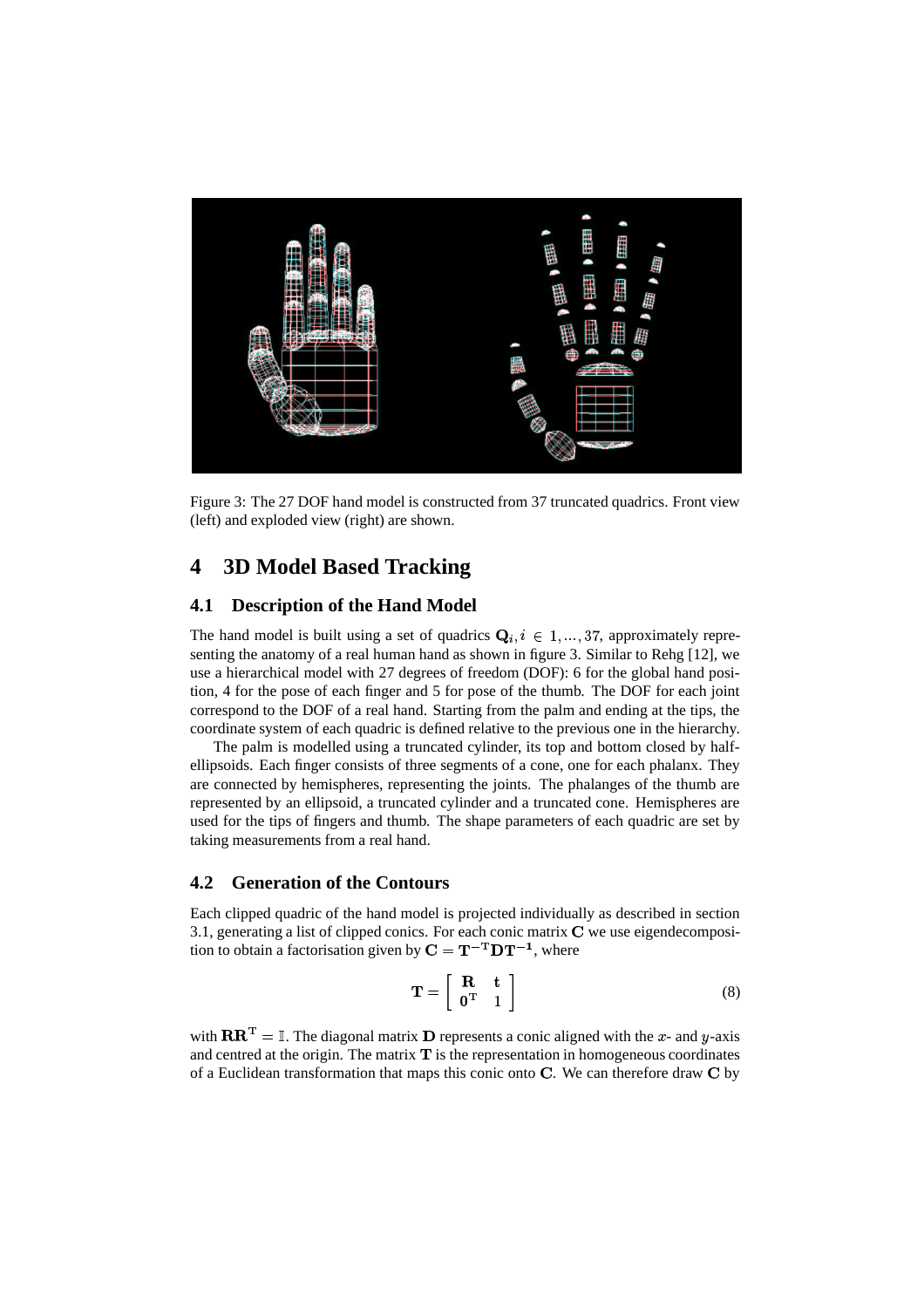Figure 3: The 27 DOF hand model is constructed from 37 truncated quadrics. Front view (left) and exploded view (right) are shown.

# 4 3D Model Based Tracking

## 4.1 Description of the Hand Model

The hand model is built using a set of quadrics $\mathbf{Q}_i, i \in 1, \ldots, 37$, approximately representing the anatomy of a real human hand as shown in figure 3. Similar to Rehg [12], we use a hierarchical model with 27 degrees of freedom (DOF): 6 for the global hand position, 4 for the pose of each finger and 5 for pose of the thumb. The DOF for each joint correspond to the DOF of a real hand. Starting from the palm and ending at the tips, the coordinate system of each quadric is defined relative to the previous one in the hierarchy.

The palm is modelled using a truncated cylinder, its top and bottom closed by half-ellipsoids. Each finger consists of three segments of a cone, one for each phalanx. They are connected by hemispheres, representing the joints. The phalanges of the thumb are represented by an ellipsoid, a truncated cylinder and a truncated cone. Hemispheres are used for the tips of fingers and thumb. The shape parameters of each quadric are set by taking measurements from a real hand.

## 4.2 Generation of the Contours

Each clipped quadric of the hand model is projected individually as described in section 3.1, generating a list of clipped conics. For each conic matrix $\mathbf{C}$ we use eigendecomposition to obtain a factorisation given by $\mathbf{C} = \mathbf{T}^{-\mathrm{T}}\mathbf{D}\mathbf{T}^{-1}$, where

$$\mathbf{T} = \begin{bmatrix} \mathbf{R} & \mathbf{t} \\ \mathbf{0}^{\mathrm{T}} & 1 \end{bmatrix} \tag{8}$$

with $\mathbf{R}\mathbf{R}^{\mathrm{T}} = \mathbb{I}$. The diagonal matrix $\mathbf{D}$ represents a conic aligned with the $x$- and $y$-axis and centred at the origin. The matrix $\mathbf{T}$ is the representation in homogeneous coordinates of a Euclidean transformation that maps this conic onto $\mathbf{C}$. We can therefore draw $\mathbf{C}$ by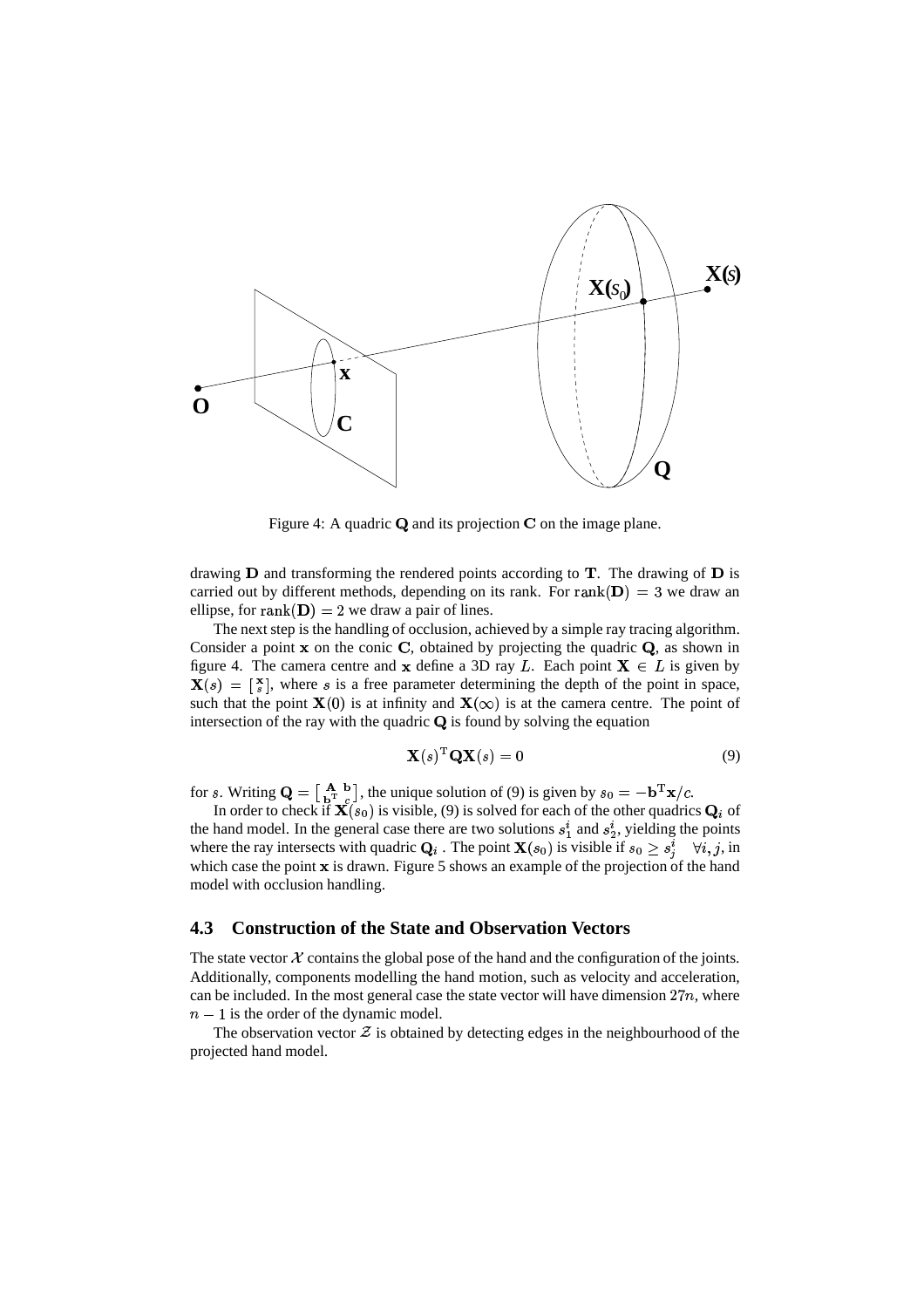O

x

C

X($s_0$)

X($s$)

Q

Figure 4: A quadric $\mathbf{Q}$ and its projection $\mathbf{C}$ on the image plane.

drawing $\mathbf{D}$ and transforming the rendered points according to $\mathbf{T}$. The drawing of $\mathbf{D}$ is carried out by different methods, depending on its rank. For $\mathrm{rank}(\mathbf{D}) = 3$ we draw an ellipse, for $\mathrm{rank}(\mathbf{D}) = 2$ we draw a pair of lines.

The next step is the handling of occlusion, achieved by a simple ray tracing algorithm. Consider a point $\mathbf{x}$ on the conic $\mathbf{C}$, obtained by projecting the quadric $\mathbf{Q}$, as shown in figure 4. The camera centre and $\mathbf{x}$ define a 3D ray $L$. Each point $\mathbf{X} \in L$ is given by $\mathbf{X}(s) = \left[\begin{smallmatrix} \mathbf{x} \\ s \end{smallmatrix}\right]$, where $s$ is a free parameter determining the depth of the point in space, such that the point $\mathbf{X}(0)$ is at infinity and $\mathbf{X}(\infty)$ is at the camera centre. The point of intersection of the ray with the quadric $\mathbf{Q}$ is found by solving the equation

$$\mathbf{X}(s)^{\mathrm{T}} \mathbf{Q} \mathbf{X}(s) = 0 \tag{9}$$

for $s$. Writing $\mathbf{Q} = \left[\begin{smallmatrix} \mathbf{A} & \mathbf{b} \\ \mathbf{b}^{\mathrm{T}} & c \end{smallmatrix}\right]$, the unique solution of (9) is given by $s_0 = -\mathbf{b}^{\mathrm{T}}\mathbf{x}/c$.

In order to check if $\mathbf{X}(s_0)$ is visible, (9) is solved for each of the other quadrics $\mathbf{Q}_i$ of the hand model. In the general case there are two solutions $s_1^i$ and $s_2^i$, yielding the points where the ray intersects with quadric $\mathbf{Q}_i$ . The point $\mathbf{X}(s_0)$ is visible if $s_0 \geq s_j^i \quad \forall i, j$, in which case the point $\mathbf{x}$ is drawn. Figure 5 shows an example of the projection of the hand model with occlusion handling.

### 4.3 Construction of the State and Observation Vectors

The state vector $\mathcal{X}$ contains the global pose of the hand and the configuration of the joints. Additionally, components modelling the hand motion, such as velocity and acceleration, can be included. In the most general case the state vector will have dimension $27n$, where $n - 1$ is the order of the dynamic model.

The observation vector $\mathcal{Z}$ is obtained by detecting edges in the neighbourhood of the projected hand model.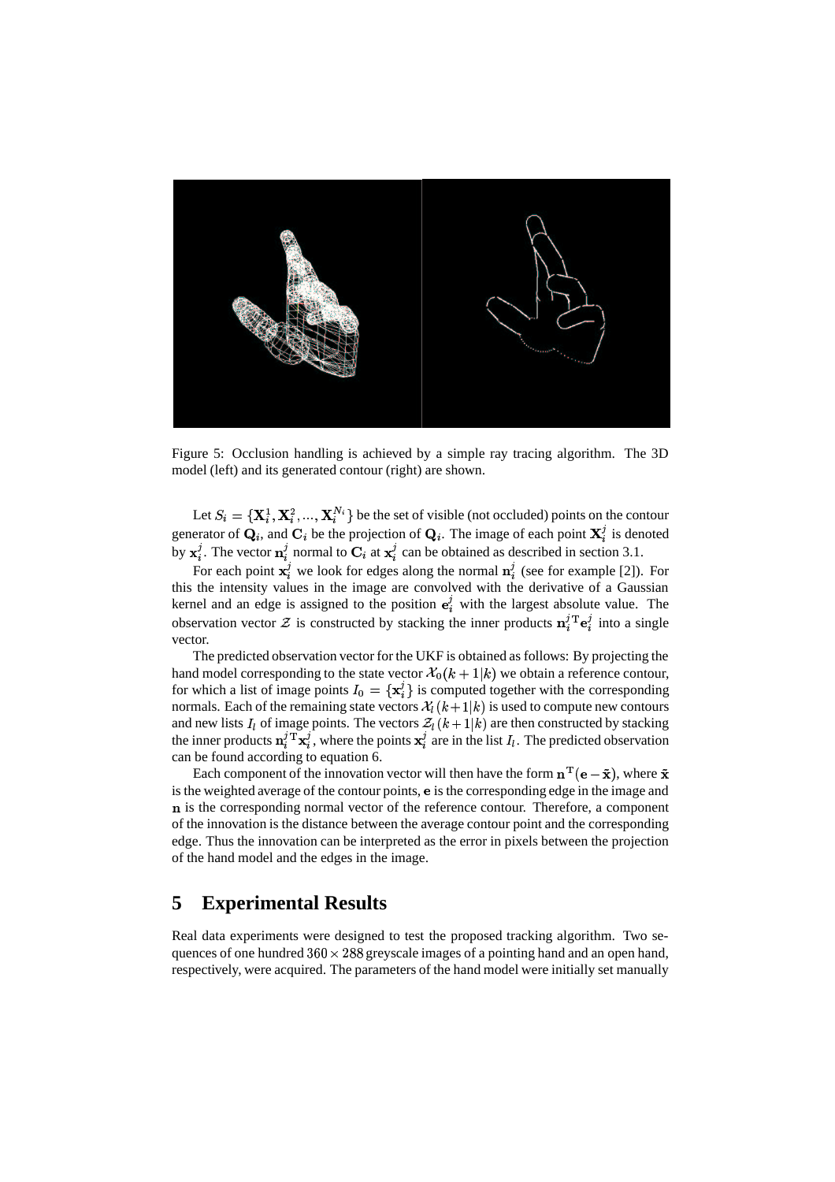Figure 5: Occlusion handling is achieved by a simple ray tracing algorithm. The 3D model (left) and its generated contour (right) are shown.

Let $S_i = \{\mathbf{X}_i^1, \mathbf{X}_i^2, ..., \mathbf{X}_i^{N_i}\}$ be the set of visible (not occluded) points on the contour generator of $\mathbf{Q}_i$, and $\mathbf{C}_i$ be the projection of $\mathbf{Q}_i$. The image of each point $\mathbf{X}_i^j$ is denoted by $\mathbf{x}_i^j$. The vector $\mathbf{n}_i^j$ normal to $\mathbf{C}_i$ at $\mathbf{x}_i^j$ can be obtained as described in section 3.1.

For each point $\mathbf{x}_i^j$ we look for edges along the normal $\mathbf{n}_i^j$ (see for example [2]). For this the intensity values in the image are convolved with the derivative of a Gaussian kernel and an edge is assigned to the position $\mathbf{e}_i^j$ with the largest absolute value. The observation vector $\mathcal{Z}$ is constructed by stacking the inner products $\mathbf{n}_i^{j\,\mathrm{T}} \mathbf{e}_i^j$ into a single vector.

The predicted observation vector for the UKF is obtained as follows: By projecting the hand model corresponding to the state vector $\mathcal{X}_0(k+1|k)$ we obtain a reference contour, for which a list of image points $I_0 = \{\mathbf{x}_i^j\}$ is computed together with the corresponding normals. Each of the remaining state vectors $\mathcal{X}_l(k+1|k)$ is used to compute new contours and new lists $I_l$ of image points. The vectors $\mathcal{Z}_l(k+1|k)$ are then constructed by stacking the inner products $\mathbf{n}_i^{j\,\mathrm{T}} \mathbf{x}_i^j$, where the points $\mathbf{x}_i^j$ are in the list $I_l$. The predicted observation can be found according to equation 6.

Each component of the innovation vector will then have the form $\mathbf{n}^{\mathrm{T}}(\mathbf{e} - \tilde{\mathbf{x}})$, where $\tilde{\mathbf{x}}$ is the weighted average of the contour points, $\mathbf{e}$ is the corresponding edge in the image and $\mathbf{n}$ is the corresponding normal vector of the reference contour. Therefore, a component of the innovation is the distance between the average contour point and the corresponding edge. Thus the innovation can be interpreted as the error in pixels between the projection of the hand model and the edges in the image.

## 5 Experimental Results

Real data experiments were designed to test the proposed tracking algorithm. Two sequences of one hundred $360 \times 288$ greyscale images of a pointing hand and an open hand, respectively, were acquired. The parameters of the hand model were initially set manually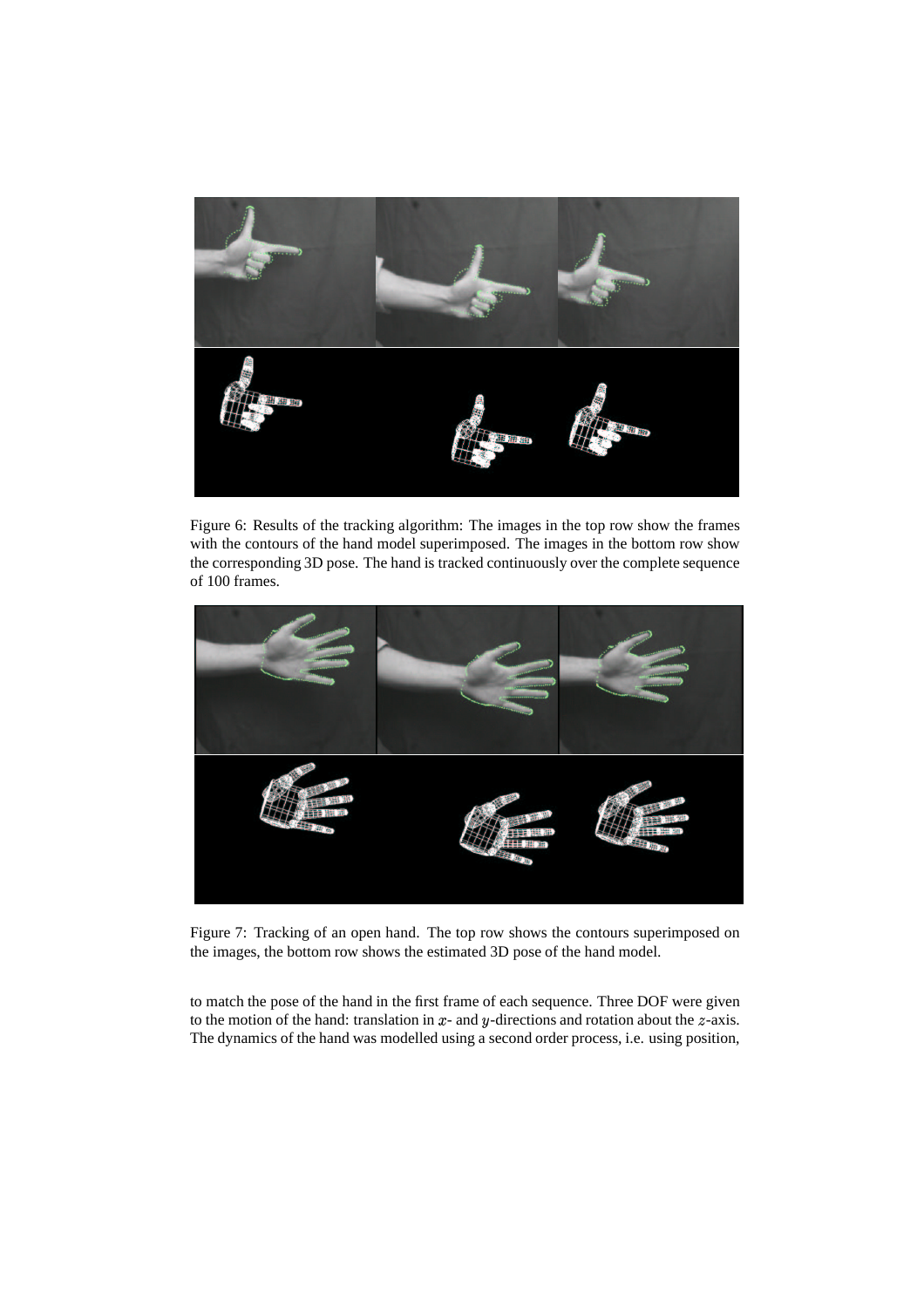Figure 6: Results of the tracking algorithm: The images in the top row show the frames with the contours of the hand model superimposed. The images in the bottom row show the corresponding 3D pose. The hand is tracked continuously over the complete sequence of 100 frames.

Figure 7: Tracking of an open hand. The top row shows the contours superimposed on the images, the bottom row shows the estimated 3D pose of the hand model.

to match the pose of the hand in the first frame of each sequence. Three DOF were given to the motion of the hand: translation in $x$- and $y$-directions and rotation about the $z$-axis. The dynamics of the hand was modelled using a second order process, i.e. using position,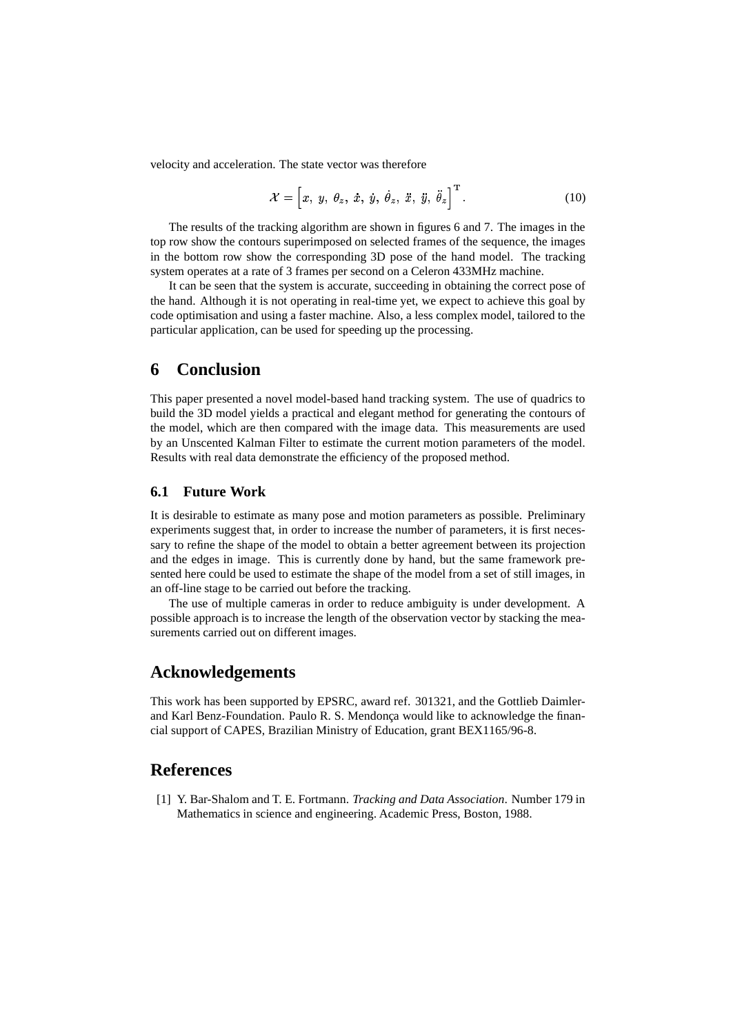velocity and acceleration. The state vector was therefore

$$\mathcal{X} = \left[x,\ y,\ \theta_z,\ \dot{x},\ \dot{y},\ \dot{\theta}_z,\ \ddot{x},\ \ddot{y},\ \ddot{\theta}_z\right]^{\mathrm{T}}. \tag{10}$$

The results of the tracking algorithm are shown in figures 6 and 7. The images in the top row show the contours superimposed on selected frames of the sequence, the images in the bottom row show the corresponding 3D pose of the hand model. The tracking system operates at a rate of 3 frames per second on a Celeron 433MHz machine.

It can be seen that the system is accurate, succeeding in obtaining the correct pose of the hand. Although it is not operating in real-time yet, we expect to achieve this goal by code optimisation and using a faster machine. Also, a less complex model, tailored to the particular application, can be used for speeding up the processing.

# 6 Conclusion

This paper presented a novel model-based hand tracking system. The use of quadrics to build the 3D model yields a practical and elegant method for generating the contours of the model, which are then compared with the image data. This measurements are used by an Unscented Kalman Filter to estimate the current motion parameters of the model. Results with real data demonstrate the efficiency of the proposed method.

## 6.1 Future Work

It is desirable to estimate as many pose and motion parameters as possible. Preliminary experiments suggest that, in order to increase the number of parameters, it is first necessary to refine the shape of the model to obtain a better agreement between its projection and the edges in image. This is currently done by hand, but the same framework presented here could be used to estimate the shape of the model from a set of still images, in an off-line stage to be carried out before the tracking.

The use of multiple cameras in order to reduce ambiguity is under development. A possible approach is to increase the length of the observation vector by stacking the measurements carried out on different images.

# Acknowledgements

This work has been supported by EPSRC, award ref. 301321, and the Gottlieb Daimler- and Karl Benz-Foundation. Paulo R. S. Mendonça would like to acknowledge the financial support of CAPES, Brazilian Ministry of Education, grant BEX1165/96-8.

# References

[1] Y. Bar-Shalom and T. E. Fortmann. *Tracking and Data Association*. Number 179 in Mathematics in science and engineering. Academic Press, Boston, 1988.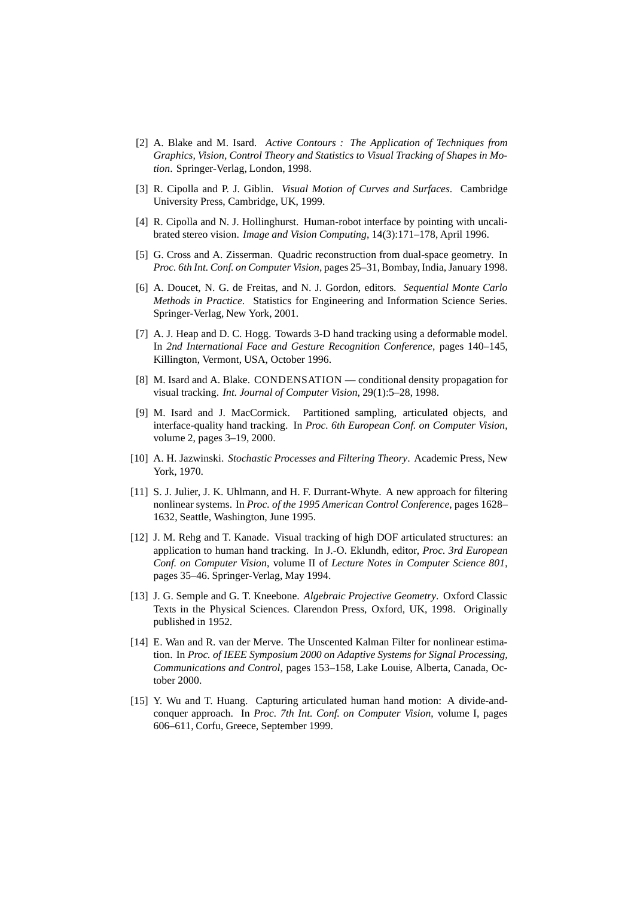[2] A. Blake and M. Isard. *Active Contours : The Application of Techniques from Graphics, Vision, Control Theory and Statistics to Visual Tracking of Shapes in Motion*. Springer-Verlag, London, 1998.

[3] R. Cipolla and P. J. Giblin. *Visual Motion of Curves and Surfaces*. Cambridge University Press, Cambridge, UK, 1999.

[4] R. Cipolla and N. J. Hollinghurst. Human-robot interface by pointing with uncalibrated stereo vision. *Image and Vision Computing*, 14(3):171–178, April 1996.

[5] G. Cross and A. Zisserman. Quadric reconstruction from dual-space geometry. In *Proc. 6th Int. Conf. on Computer Vision*, pages 25–31, Bombay, India, January 1998.

[6] A. Doucet, N. G. de Freitas, and N. J. Gordon, editors. *Sequential Monte Carlo Methods in Practice*. Statistics for Engineering and Information Science Series. Springer-Verlag, New York, 2001.

[7] A. J. Heap and D. C. Hogg. Towards 3-D hand tracking using a deformable model. In *2nd International Face and Gesture Recognition Conference*, pages 140–145, Killington, Vermont, USA, October 1996.

[8] M. Isard and A. Blake. CONDENSATION — conditional density propagation for visual tracking. *Int. Journal of Computer Vision*, 29(1):5–28, 1998.

[9] M. Isard and J. MacCormick. Partitioned sampling, articulated objects, and interface-quality hand tracking. In *Proc. 6th European Conf. on Computer Vision*, volume 2, pages 3–19, 2000.

[10] A. H. Jazwinski. *Stochastic Processes and Filtering Theory*. Academic Press, New York, 1970.

[11] S. J. Julier, J. K. Uhlmann, and H. F. Durrant-Whyte. A new approach for filtering nonlinear systems. In *Proc. of the 1995 American Control Conference*, pages 1628–1632, Seattle, Washington, June 1995.

[12] J. M. Rehg and T. Kanade. Visual tracking of high DOF articulated structures: an application to human hand tracking. In J.-O. Eklundh, editor, *Proc. 3rd European Conf. on Computer Vision*, volume II of *Lecture Notes in Computer Science 801*, pages 35–46. Springer-Verlag, May 1994.

[13] J. G. Semple and G. T. Kneebone. *Algebraic Projective Geometry*. Oxford Classic Texts in the Physical Sciences. Clarendon Press, Oxford, UK, 1998. Originally published in 1952.

[14] E. Wan and R. van der Merve. The Unscented Kalman Filter for nonlinear estimation. In *Proc. of IEEE Symposium 2000 on Adaptive Systems for Signal Processing, Communications and Control*, pages 153–158, Lake Louise, Alberta, Canada, October 2000.

[15] Y. Wu and T. Huang. Capturing articulated human hand motion: A divide-and-conquer approach. In *Proc. 7th Int. Conf. on Computer Vision*, volume I, pages 606–611, Corfu, Greece, September 1999.